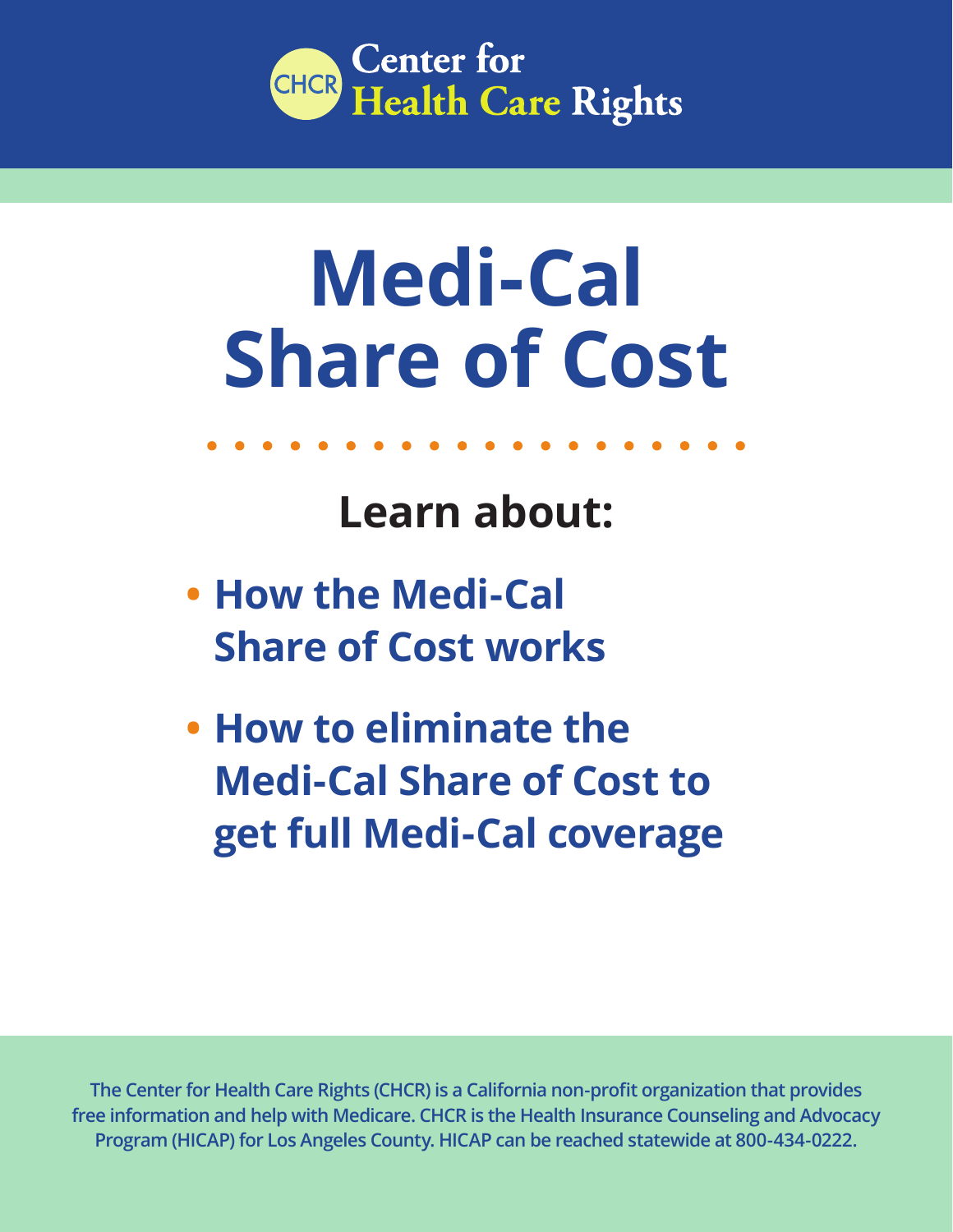CHCR **Center for Health Care Rights**

# Medi-Cal Share of Cost

## Learn about:

- How the Medi-Cal Share of Cost works
- How to eliminate the Medi-Cal Share of Cost to get full Medi-Cal coverage

The Center for Health Care Rights (CHCR) is a California non-profit organization that provides free information and help with Medicare. CHCR is the Health Insurance Counseling and Advocacy Program (HICAP) for Los Angeles County. HICAP can be reached statewide at 800-434-0222.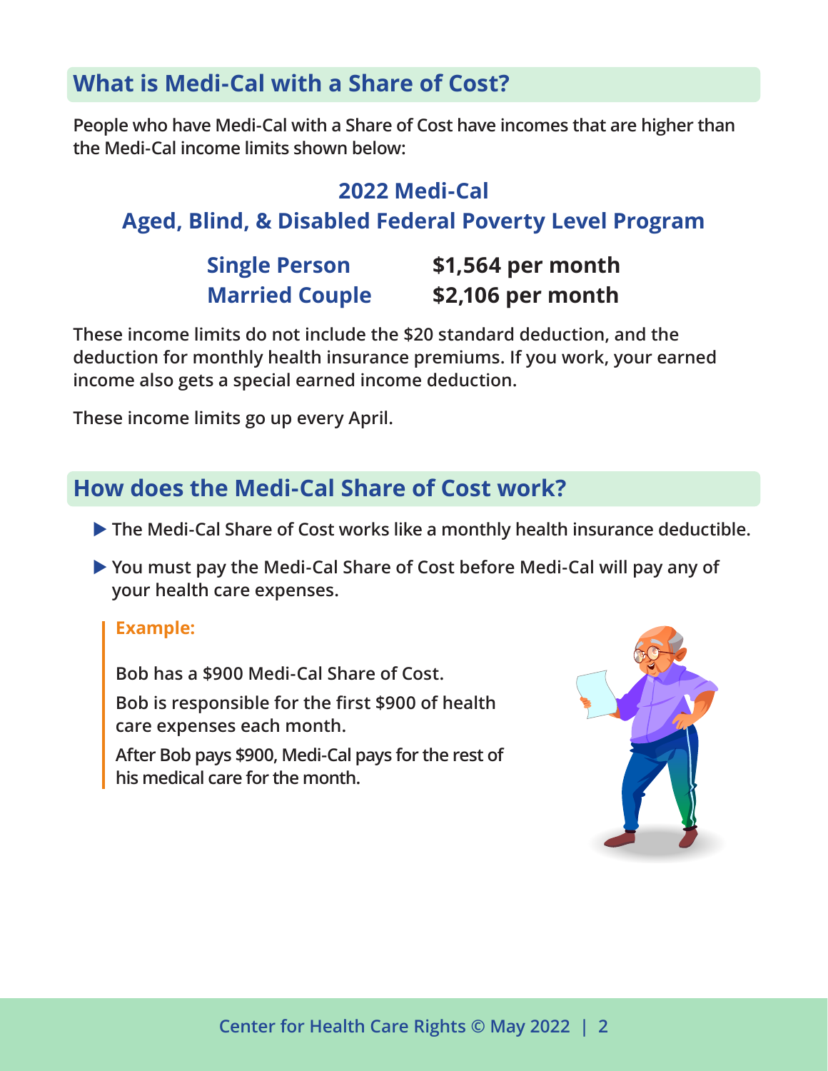## What is Medi-Cal with a Share of Cost?

People who have Medi-Cal with a Share of Cost have incomes that are higher than the Medi-Cal income limits shown below:

### 2022 Medi-Cal
### Aged, Blind, & Disabled Federal Poverty Level Program

| | |
|---|---|
| **Single Person** | **$1,564 per month** |
| **Married Couple** | **$2,106 per month** |

These income limits do not include the $20 standard deduction, and the deduction for monthly health insurance premiums. If you work, your earned income also gets a special earned income deduction.

These income limits go up every April.

## How does the Medi-Cal Share of Cost work?

- The Medi-Cal Share of Cost works like a monthly health insurance deductible.
- You must pay the Medi-Cal Share of Cost before Medi-Cal will pay any of your health care expenses.

> **Example:**
>
> Bob has a $900 Medi-Cal Share of Cost.
>
> Bob is responsible for the first $900 of health care expenses each month.
>
> After Bob pays $900, Medi-Cal pays for the rest of his medical care for the month.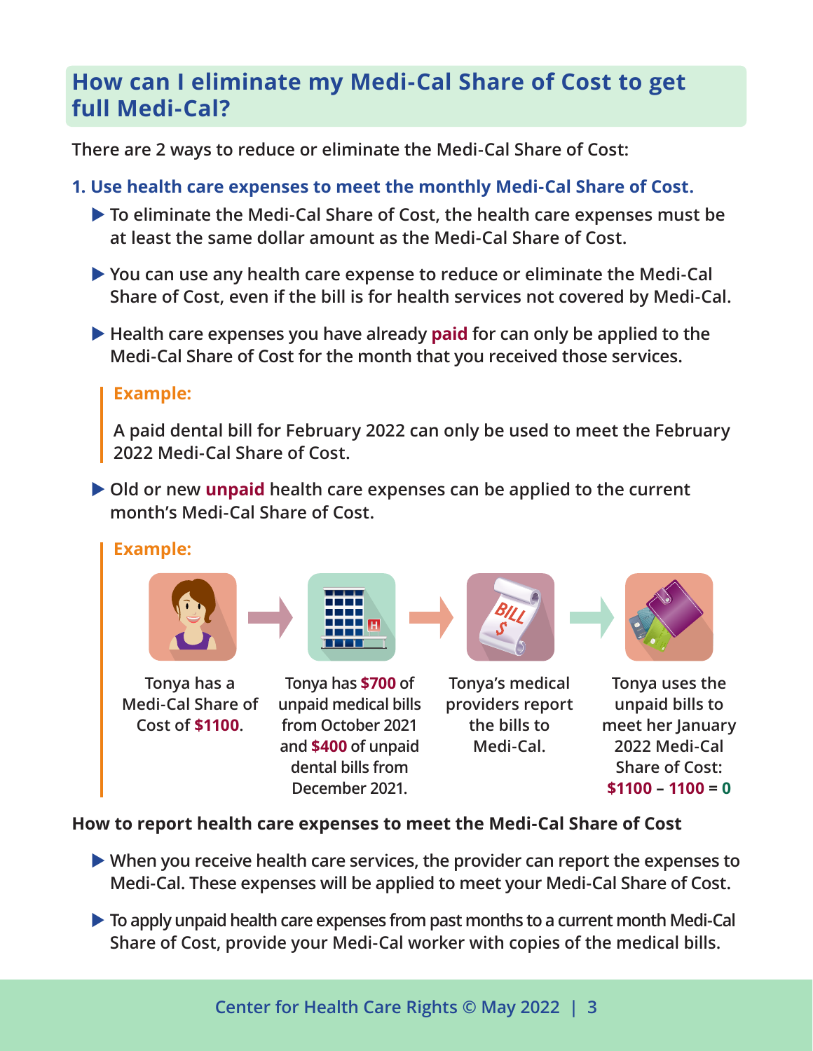## How can I eliminate my Medi-Cal Share of Cost to get full Medi-Cal?

There are 2 ways to reduce or eliminate the Medi-Cal Share of Cost:

### 1. Use health care expenses to meet the monthly Medi-Cal Share of Cost.

- To eliminate the Medi-Cal Share of Cost, the health care expenses must be at least the same dollar amount as the Medi-Cal Share of Cost.
- You can use any health care expense to reduce or eliminate the Medi-Cal Share of Cost, even if the bill is for health services not covered by Medi-Cal.
- Health care expenses you have already **paid** for can only be applied to the Medi-Cal Share of Cost for the month that you received those services.

> **Example:**
>
> A paid dental bill for February 2022 can only be used to meet the February 2022 Medi-Cal Share of Cost.

- Old or new **unpaid** health care expenses can be applied to the current month's Medi-Cal Share of Cost.

> **Example:**
>
> Tonya has a Medi-Cal Share of Cost of **$1100**. → Tonya has **$700** of unpaid medical bills from October 2021 and **$400** of unpaid dental bills from December 2021. → Tonya's medical providers report the bills to Medi-Cal. → Tonya uses the unpaid bills to meet her January 2022 Medi-Cal Share of Cost: **$1100 – 1100 = 0**

**How to report health care expenses to meet the Medi-Cal Share of Cost**

- When you receive health care services, the provider can report the expenses to Medi-Cal. These expenses will be applied to meet your Medi-Cal Share of Cost.
- To apply unpaid health care expenses from past months to a current month Medi-Cal Share of Cost, provide your Medi-Cal worker with copies of the medical bills.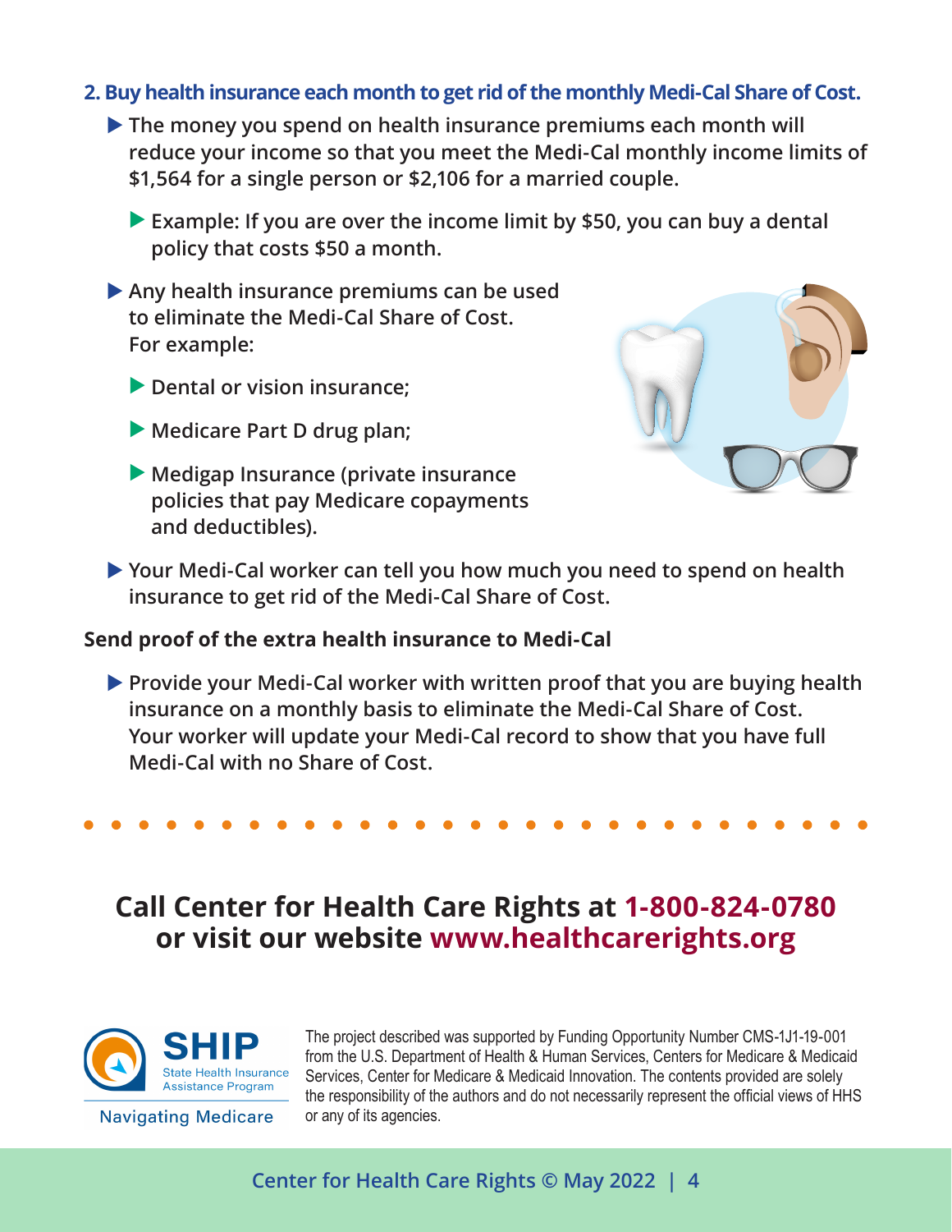### 2. Buy health insurance each month to get rid of the monthly Medi-Cal Share of Cost.

- The money you spend on health insurance premiums each month will reduce your income so that you meet the Medi-Cal monthly income limits of $1,564 for a single person or $2,106 for a married couple.
  - Example: If you are over the income limit by $50, you can buy a dental policy that costs $50 a month.
- Any health insurance premiums can be used to eliminate the Medi-Cal Share of Cost. For example:
  - Dental or vision insurance;
  - Medicare Part D drug plan;
  - Medigap Insurance (private insurance policies that pay Medicare copayments and deductibles).
- Your Medi-Cal worker can tell you how much you need to spend on health insurance to get rid of the Medi-Cal Share of Cost.

**Send proof of the extra health insurance to Medi-Cal**

- Provide your Medi-Cal worker with written proof that you are buying health insurance on a monthly basis to eliminate the Medi-Cal Share of Cost. Your worker will update your Medi-Cal record to show that you have full Medi-Cal with no Share of Cost.

**Call Center for Health Care Rights at 1-800-824-0780 or visit our website www.healthcarerights.org**

SHIP State Health Insurance Assistance Program
Navigating Medicare

The project described was supported by Funding Opportunity Number CMS-1J1-19-001 from the U.S. Department of Health & Human Services, Centers for Medicare & Medicaid Services, Center for Medicare & Medicaid Innovation. The contents provided are solely the responsibility of the authors and do not necessarily represent the official views of HHS or any of its agencies.

Center for Health Care Rights © May 2022